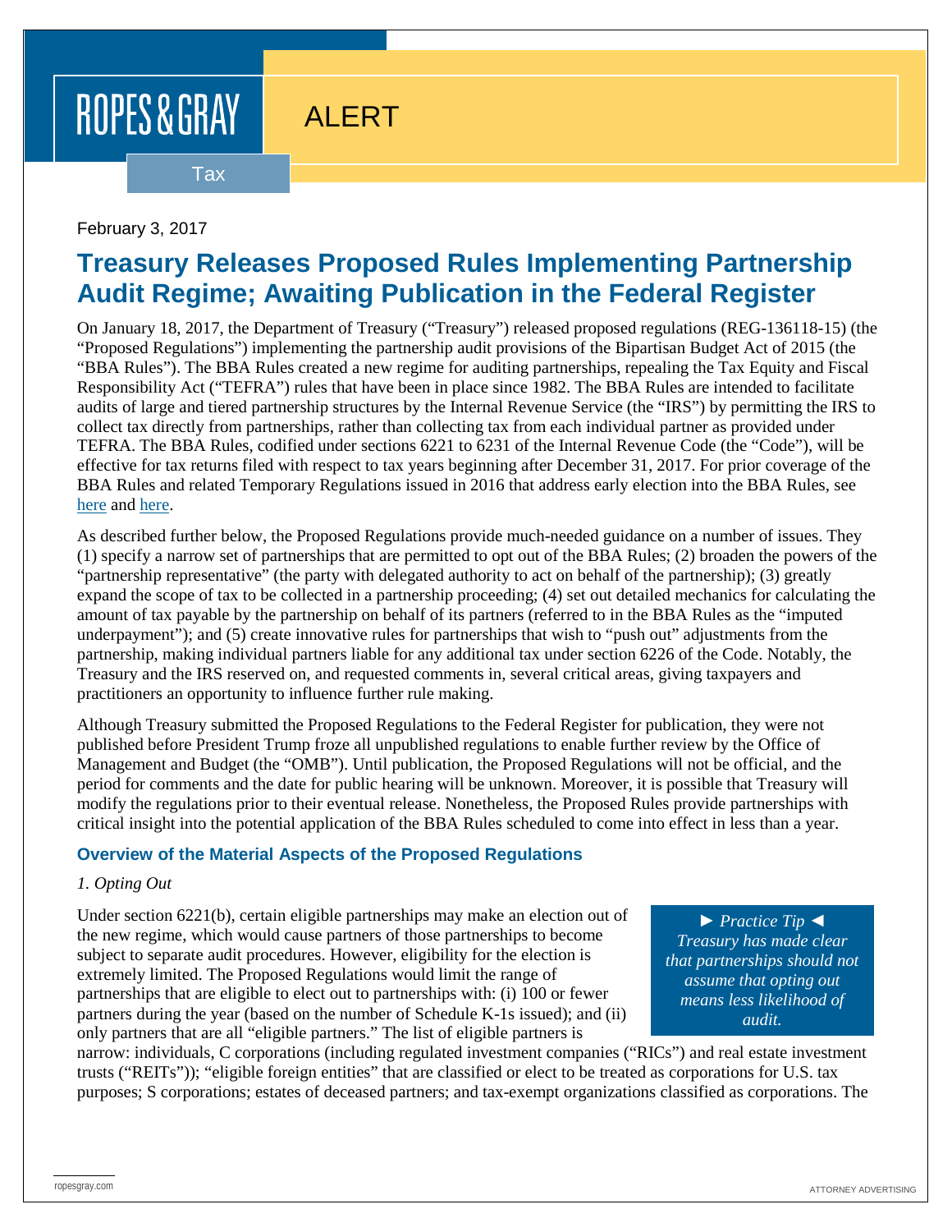ROPES & GRAY

ALERT

Tax

February 3, 2017

# Treasury Releases Proposed Rules Implementing Partnership Audit Regime; Awaiting Publication in the Federal Register

On January 18, 2017, the Department of Treasury ("Treasury") released proposed regulations (REG-136118-15) (the "Proposed Regulations") implementing the partnership audit provisions of the Bipartisan Budget Act of 2015 (the "BBA Rules"). The BBA Rules created a new regime for auditing partnerships, repealing the Tax Equity and Fiscal Responsibility Act ("TEFRA") rules that have been in place since 1982. The BBA Rules are intended to facilitate audits of large and tiered partnership structures by the Internal Revenue Service (the "IRS") by permitting the IRS to collect tax directly from partnerships, rather than collecting tax from each individual partner as provided under TEFRA. The BBA Rules, codified under sections 6221 to 6231 of the Internal Revenue Code (the "Code"), will be effective for tax returns filed with respect to tax years beginning after December 31, 2017. For prior coverage of the BBA Rules and related Temporary Regulations issued in 2016 that address early election into the BBA Rules, see here and here.

As described further below, the Proposed Regulations provide much-needed guidance on a number of issues. They (1) specify a narrow set of partnerships that are permitted to opt out of the BBA Rules; (2) broaden the powers of the "partnership representative" (the party with delegated authority to act on behalf of the partnership); (3) greatly expand the scope of tax to be collected in a partnership proceeding; (4) set out detailed mechanics for calculating the amount of tax payable by the partnership on behalf of its partners (referred to in the BBA Rules as the "imputed underpayment"); and (5) create innovative rules for partnerships that wish to "push out" adjustments from the partnership, making individual partners liable for any additional tax under section 6226 of the Code. Notably, the Treasury and the IRS reserved on, and requested comments in, several critical areas, giving taxpayers and practitioners an opportunity to influence further rule making.

Although Treasury submitted the Proposed Regulations to the Federal Register for publication, they were not published before President Trump froze all unpublished regulations to enable further review by the Office of Management and Budget (the "OMB"). Until publication, the Proposed Regulations will not be official, and the period for comments and the date for public hearing will be unknown. Moreover, it is possible that Treasury will modify the regulations prior to their eventual release. Nonetheless, the Proposed Rules provide partnerships with critical insight into the potential application of the BBA Rules scheduled to come into effect in less than a year.

### Overview of the Material Aspects of the Proposed Regulations

*1. Opting Out*

> *► Practice Tip ◄*
> *Treasury has made clear that partnerships should not assume that opting out means less likelihood of audit.*

Under section 6221(b), certain eligible partnerships may make an election out of the new regime, which would cause partners of those partnerships to become subject to separate audit procedures. However, eligibility for the election is extremely limited. The Proposed Regulations would limit the range of partnerships that are eligible to elect out to partnerships with: (i) 100 or fewer partners during the year (based on the number of Schedule K-1s issued); and (ii) only partners that are all "eligible partners." The list of eligible partners is narrow: individuals, C corporations (including regulated investment companies ("RICs") and real estate investment trusts ("REITs")); "eligible foreign entities" that are classified or elect to be treated as corporations for U.S. tax purposes; S corporations; estates of deceased partners; and tax-exempt organizations classified as corporations. The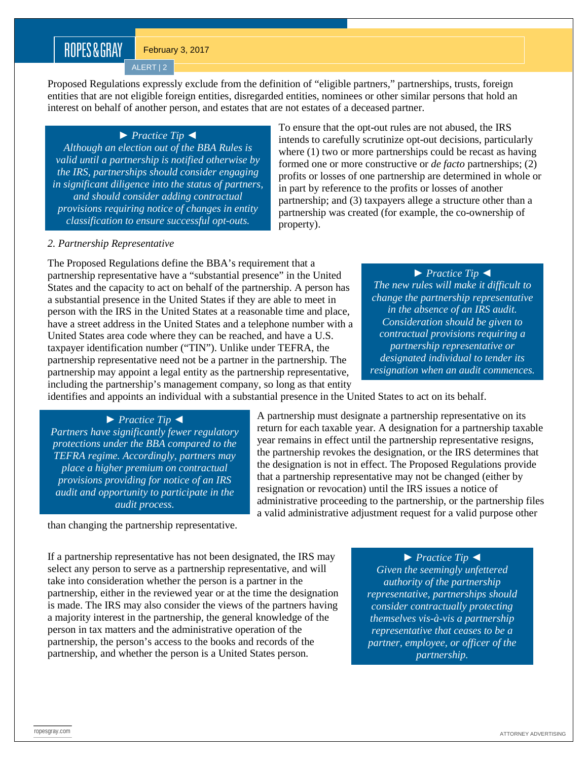Proposed Regulations expressly exclude from the definition of "eligible partners," partnerships, trusts, foreign entities that are not eligible foreign entities, disregarded entities, nominees or other similar persons that hold an interest on behalf of another person, and estates that are not estates of a deceased partner.

> ► *Practice Tip* ◄
> *Although an election out of the BBA Rules is valid until a partnership is notified otherwise by the IRS, partnerships should consider engaging in significant diligence into the status of partners, and should consider adding contractual provisions requiring notice of changes in entity classification to ensure successful opt-outs.*

To ensure that the opt-out rules are not abused, the IRS intends to carefully scrutinize opt-out decisions, particularly where (1) two or more partnerships could be recast as having formed one or more constructive or *de facto* partnerships; (2) profits or losses of one partnership are determined in whole or in part by reference to the profits or losses of another partnership; and (3) taxpayers allege a structure other than a partnership was created (for example, the co-ownership of property).

*2. Partnership Representative*

The Proposed Regulations define the BBA's requirement that a partnership representative have a "substantial presence" in the United States and the capacity to act on behalf of the partnership. A person has a substantial presence in the United States if they are able to meet in person with the IRS in the United States at a reasonable time and place, have a street address in the United States and a telephone number with a United States area code where they can be reached, and have a U.S. taxpayer identification number ("TIN"). Unlike under TEFRA, the partnership representative need not be a partner in the partnership. The partnership may appoint a legal entity as the partnership representative, including the partnership's management company, so long as that entity identifies and appoints an individual with a substantial presence in the United States to act on its behalf.

> ► *Practice Tip* ◄
> *The new rules will make it difficult to change the partnership representative in the absence of an IRS audit. Consideration should be given to contractual provisions requiring a partnership representative or designated individual to tender its resignation when an audit commences.*

A partnership must designate a partnership representative on its return for each taxable year. A designation for a partnership taxable year remains in effect until the partnership representative resigns, the partnership revokes the designation, or the IRS determines that the designation is not in effect. The Proposed Regulations provide that a partnership representative may not be changed (either by resignation or revocation) until the IRS issues a notice of administrative proceeding to the partnership, or the partnership files a valid administrative adjustment request for a valid purpose other than changing the partnership representative.

> ► *Practice Tip* ◄
> *Partners have significantly fewer regulatory protections under the BBA compared to the TEFRA regime. Accordingly, partners may place a higher premium on contractual provisions providing for notice of an IRS audit and opportunity to participate in the audit process.*

If a partnership representative has not been designated, the IRS may select any person to serve as a partnership representative, and will take into consideration whether the person is a partner in the partnership, either in the reviewed year or at the time the designation is made. The IRS may also consider the views of the partners having a majority interest in the partnership, the general knowledge of the person in tax matters and the administrative operation of the partnership, the person's access to the books and records of the partnership, and whether the person is a United States person.

> ► *Practice Tip* ◄
> *Given the seemingly unfettered authority of the partnership representative, partnerships should consider contractually protecting themselves vis-à-vis a partnership representative that ceases to be a partner, employee, or officer of the partnership.*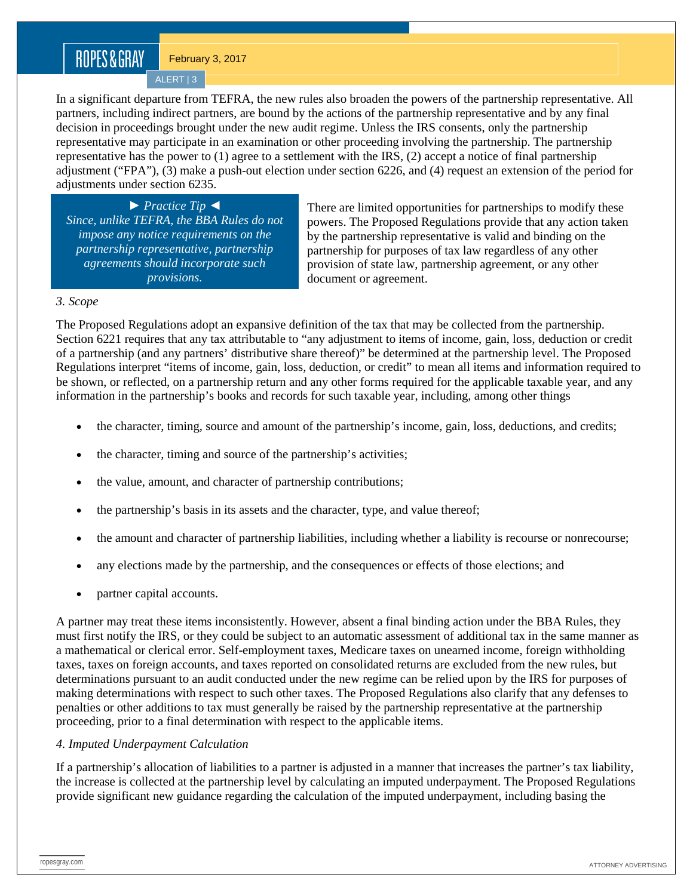In a significant departure from TEFRA, the new rules also broaden the powers of the partnership representative. All partners, including indirect partners, are bound by the actions of the partnership representative and by any final decision in proceedings brought under the new audit regime. Unless the IRS consents, only the partnership representative may participate in an examination or other proceeding involving the partnership. The partnership representative has the power to (1) agree to a settlement with the IRS, (2) accept a notice of final partnership adjustment ("FPA"), (3) make a push-out election under section 6226, and (4) request an extension of the period for adjustments under section 6235.

> ► *Practice Tip* ◄
> *Since, unlike TEFRA, the BBA Rules do not impose any notice requirements on the partnership representative, partnership agreements should incorporate such provisions.*

There are limited opportunities for partnerships to modify these powers. The Proposed Regulations provide that any action taken by the partnership representative is valid and binding on the partnership for purposes of tax law regardless of any other provision of state law, partnership agreement, or any other document or agreement.

*3. Scope*

The Proposed Regulations adopt an expansive definition of the tax that may be collected from the partnership. Section 6221 requires that any tax attributable to "any adjustment to items of income, gain, loss, deduction or credit of a partnership (and any partners' distributive share thereof)" be determined at the partnership level. The Proposed Regulations interpret "items of income, gain, loss, deduction, or credit" to mean all items and information required to be shown, or reflected, on a partnership return and any other forms required for the applicable taxable year, and any information in the partnership's books and records for such taxable year, including, among other things

- the character, timing, source and amount of the partnership's income, gain, loss, deductions, and credits;
- the character, timing and source of the partnership's activities;
- the value, amount, and character of partnership contributions;
- the partnership's basis in its assets and the character, type, and value thereof;
- the amount and character of partnership liabilities, including whether a liability is recourse or nonrecourse;
- any elections made by the partnership, and the consequences or effects of those elections; and
- partner capital accounts.

A partner may treat these items inconsistently. However, absent a final binding action under the BBA Rules, they must first notify the IRS, or they could be subject to an automatic assessment of additional tax in the same manner as a mathematical or clerical error. Self-employment taxes, Medicare taxes on unearned income, foreign withholding taxes, taxes on foreign accounts, and taxes reported on consolidated returns are excluded from the new rules, but determinations pursuant to an audit conducted under the new regime can be relied upon by the IRS for purposes of making determinations with respect to such other taxes. The Proposed Regulations also clarify that any defenses to penalties or other additions to tax must generally be raised by the partnership representative at the partnership proceeding, prior to a final determination with respect to the applicable items.

*4. Imputed Underpayment Calculation*

If a partnership's allocation of liabilities to a partner is adjusted in a manner that increases the partner's tax liability, the increase is collected at the partnership level by calculating an imputed underpayment. The Proposed Regulations provide significant new guidance regarding the calculation of the imputed underpayment, including basing the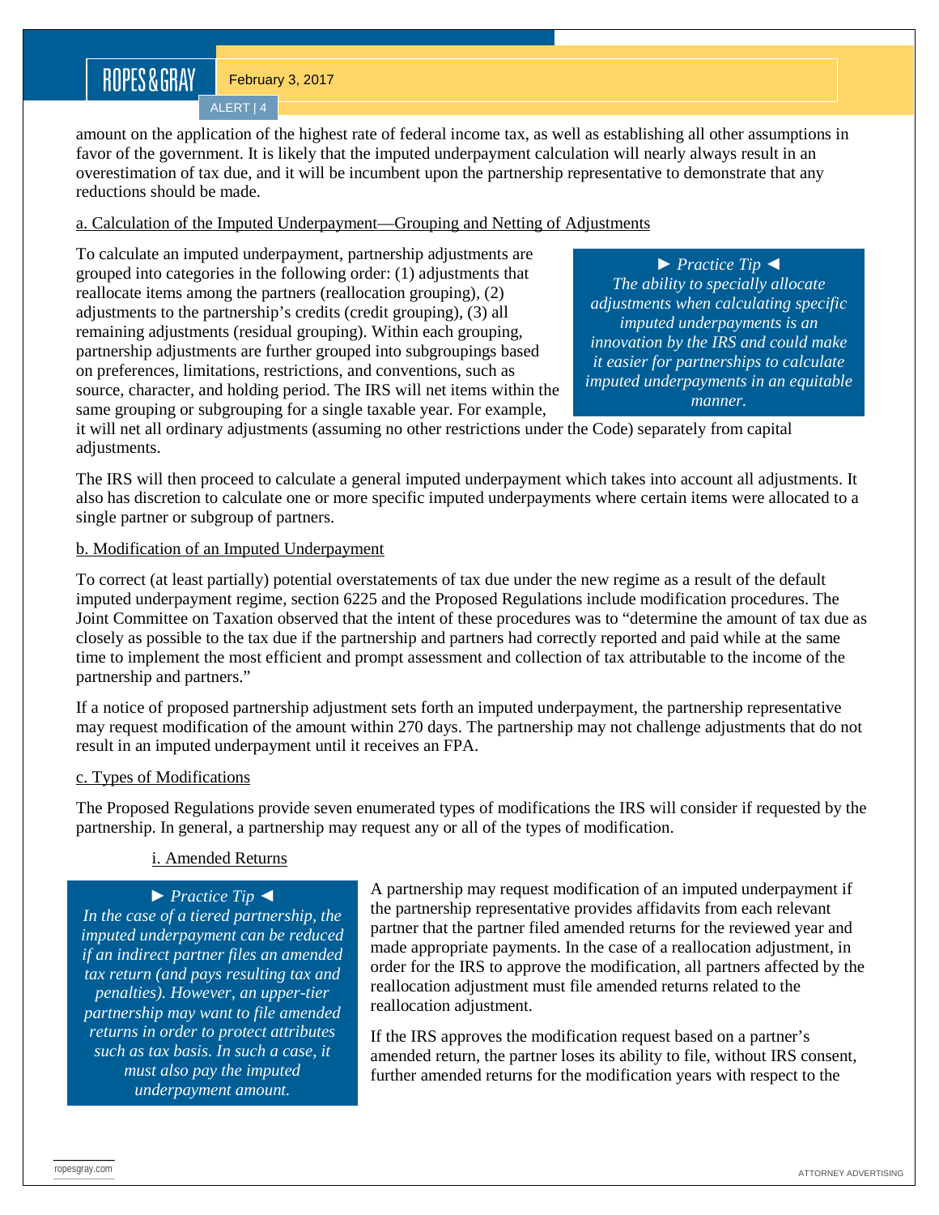amount on the application of the highest rate of federal income tax, as well as establishing all other assumptions in favor of the government. It is likely that the imputed underpayment calculation will nearly always result in an overestimation of tax due, and it will be incumbent upon the partnership representative to demonstrate that any reductions should be made.

a. Calculation of the Imputed Underpayment—Grouping and Netting of Adjustments

To calculate an imputed underpayment, partnership adjustments are grouped into categories in the following order: (1) adjustments that reallocate items among the partners (reallocation grouping), (2) adjustments to the partnership's credits (credit grouping), (3) all remaining adjustments (residual grouping). Within each grouping, partnership adjustments are further grouped into subgroupings based on preferences, limitations, restrictions, and conventions, such as source, character, and holding period. The IRS will net items within the same grouping or subgrouping for a single taxable year. For example, it will net all ordinary adjustments (assuming no other restrictions under the Code) separately from capital adjustments.

> ► *Practice Tip* ◄
> *The ability to specially allocate adjustments when calculating specific imputed underpayments is an innovation by the IRS and could make it easier for partnerships to calculate imputed underpayments in an equitable manner.*

The IRS will then proceed to calculate a general imputed underpayment which takes into account all adjustments. It also has discretion to calculate one or more specific imputed underpayments where certain items were allocated to a single partner or subgroup of partners.

b. Modification of an Imputed Underpayment

To correct (at least partially) potential overstatements of tax due under the new regime as a result of the default imputed underpayment regime, section 6225 and the Proposed Regulations include modification procedures. The Joint Committee on Taxation observed that the intent of these procedures was to "determine the amount of tax due as closely as possible to the tax due if the partnership and partners had correctly reported and paid while at the same time to implement the most efficient and prompt assessment and collection of tax attributable to the income of the partnership and partners."

If a notice of proposed partnership adjustment sets forth an imputed underpayment, the partnership representative may request modification of the amount within 270 days. The partnership may not challenge adjustments that do not result in an imputed underpayment until it receives an FPA.

c. Types of Modifications

The Proposed Regulations provide seven enumerated types of modifications the IRS will consider if requested by the partnership. In general, a partnership may request any or all of the types of modification.

i. Amended Returns

> ► *Practice Tip* ◄
> *In the case of a tiered partnership, the imputed underpayment can be reduced if an indirect partner files an amended tax return (and pays resulting tax and penalties). However, an upper-tier partnership may want to file amended returns in order to protect attributes such as tax basis. In such a case, it must also pay the imputed underpayment amount.*

A partnership may request modification of an imputed underpayment if the partnership representative provides affidavits from each relevant partner that the partner filed amended returns for the reviewed year and made appropriate payments. In the case of a reallocation adjustment, in order for the IRS to approve the modification, all partners affected by the reallocation adjustment must file amended returns related to the reallocation adjustment.

If the IRS approves the modification request based on a partner's amended return, the partner loses its ability to file, without IRS consent, further amended returns for the modification years with respect to the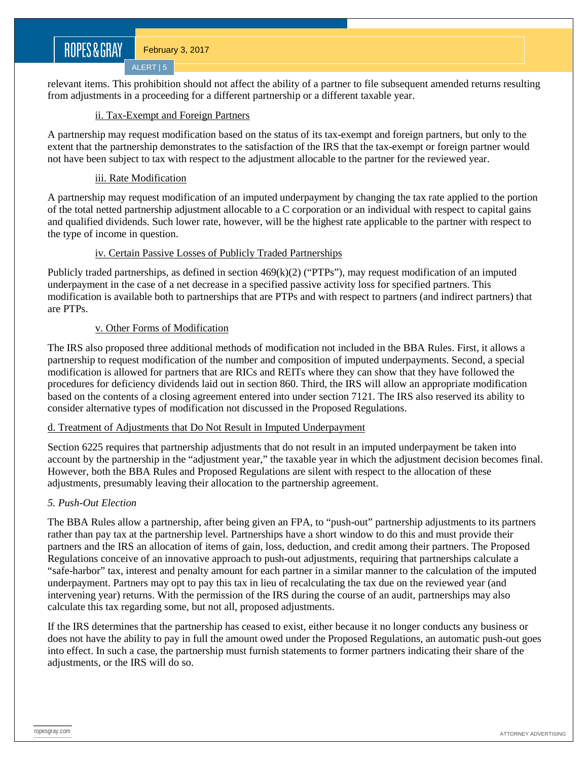relevant items. This prohibition should not affect the ability of a partner to file subsequent amended returns resulting from adjustments in a proceeding for a different partnership or a different taxable year.

ii. Tax-Exempt and Foreign Partners

A partnership may request modification based on the status of its tax-exempt and foreign partners, but only to the extent that the partnership demonstrates to the satisfaction of the IRS that the tax-exempt or foreign partner would not have been subject to tax with respect to the adjustment allocable to the partner for the reviewed year.

iii. Rate Modification

A partnership may request modification of an imputed underpayment by changing the tax rate applied to the portion of the total netted partnership adjustment allocable to a C corporation or an individual with respect to capital gains and qualified dividends. Such lower rate, however, will be the highest rate applicable to the partner with respect to the type of income in question.

iv. Certain Passive Losses of Publicly Traded Partnerships

Publicly traded partnerships, as defined in section 469(k)(2) ("PTPs"), may request modification of an imputed underpayment in the case of a net decrease in a specified passive activity loss for specified partners. This modification is available both to partnerships that are PTPs and with respect to partners (and indirect partners) that are PTPs.

v. Other Forms of Modification

The IRS also proposed three additional methods of modification not included in the BBA Rules. First, it allows a partnership to request modification of the number and composition of imputed underpayments. Second, a special modification is allowed for partners that are RICs and REITs where they can show that they have followed the procedures for deficiency dividends laid out in section 860. Third, the IRS will allow an appropriate modification based on the contents of a closing agreement entered into under section 7121. The IRS also reserved its ability to consider alternative types of modification not discussed in the Proposed Regulations.

d. Treatment of Adjustments that Do Not Result in Imputed Underpayment

Section 6225 requires that partnership adjustments that do not result in an imputed underpayment be taken into account by the partnership in the "adjustment year," the taxable year in which the adjustment decision becomes final. However, both the BBA Rules and Proposed Regulations are silent with respect to the allocation of these adjustments, presumably leaving their allocation to the partnership agreement.

*5. Push-Out Election*

The BBA Rules allow a partnership, after being given an FPA, to "push-out" partnership adjustments to its partners rather than pay tax at the partnership level. Partnerships have a short window to do this and must provide their partners and the IRS an allocation of items of gain, loss, deduction, and credit among their partners. The Proposed Regulations conceive of an innovative approach to push-out adjustments, requiring that partnerships calculate a "safe-harbor" tax, interest and penalty amount for each partner in a similar manner to the calculation of the imputed underpayment. Partners may opt to pay this tax in lieu of recalculating the tax due on the reviewed year (and intervening year) returns. With the permission of the IRS during the course of an audit, partnerships may also calculate this tax regarding some, but not all, proposed adjustments.

If the IRS determines that the partnership has ceased to exist, either because it no longer conducts any business or does not have the ability to pay in full the amount owed under the Proposed Regulations, an automatic push-out goes into effect. In such a case, the partnership must furnish statements to former partners indicating their share of the adjustments, or the IRS will do so.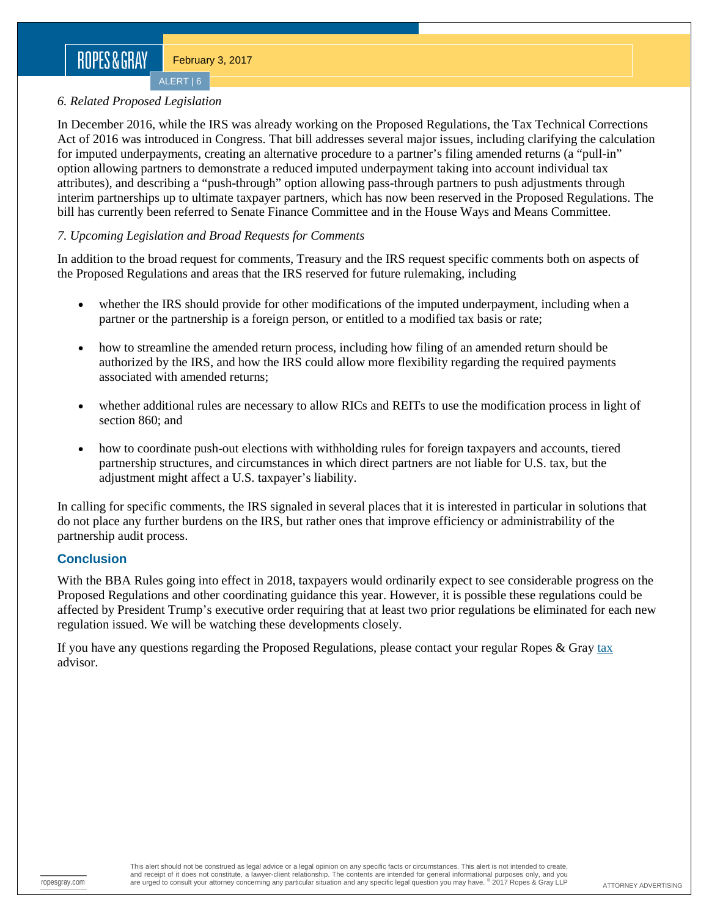*6. Related Proposed Legislation*

In December 2016, while the IRS was already working on the Proposed Regulations, the Tax Technical Corrections Act of 2016 was introduced in Congress. That bill addresses several major issues, including clarifying the calculation for imputed underpayments, creating an alternative procedure to a partner's filing amended returns (a "pull-in" option allowing partners to demonstrate a reduced imputed underpayment taking into account individual tax attributes), and describing a "push-through" option allowing pass-through partners to push adjustments through interim partnerships up to ultimate taxpayer partners, which has now been reserved in the Proposed Regulations. The bill has currently been referred to Senate Finance Committee and in the House Ways and Means Committee.

*7. Upcoming Legislation and Broad Requests for Comments*

In addition to the broad request for comments, Treasury and the IRS request specific comments both on aspects of the Proposed Regulations and areas that the IRS reserved for future rulemaking, including

- whether the IRS should provide for other modifications of the imputed underpayment, including when a partner or the partnership is a foreign person, or entitled to a modified tax basis or rate;
- how to streamline the amended return process, including how filing of an amended return should be authorized by the IRS, and how the IRS could allow more flexibility regarding the required payments associated with amended returns;
- whether additional rules are necessary to allow RICs and REITs to use the modification process in light of section 860; and
- how to coordinate push-out elections with withholding rules for foreign taxpayers and accounts, tiered partnership structures, and circumstances in which direct partners are not liable for U.S. tax, but the adjustment might affect a U.S. taxpayer's liability.

In calling for specific comments, the IRS signaled in several places that it is interested in particular in solutions that do not place any further burdens on the IRS, but rather ones that improve efficiency or administrability of the partnership audit process.

## Conclusion

With the BBA Rules going into effect in 2018, taxpayers would ordinarily expect to see considerable progress on the Proposed Regulations and other coordinating guidance this year. However, it is possible these regulations could be affected by President Trump's executive order requiring that at least two prior regulations be eliminated for each new regulation issued. We will be watching these developments closely.

If you have any questions regarding the Proposed Regulations, please contact your regular Ropes & Gray tax advisor.

This alert should not be construed as legal advice or a legal opinion on any specific facts or circumstances. This alert is not intended to create, and receipt of it does not constitute, a lawyer-client relationship. The contents are intended for general informational purposes only, and you are urged to consult your attorney concerning any particular situation and any specific legal question you may have. © 2017 Ropes & Gray LLP

ATTORNEY ADVERTISING